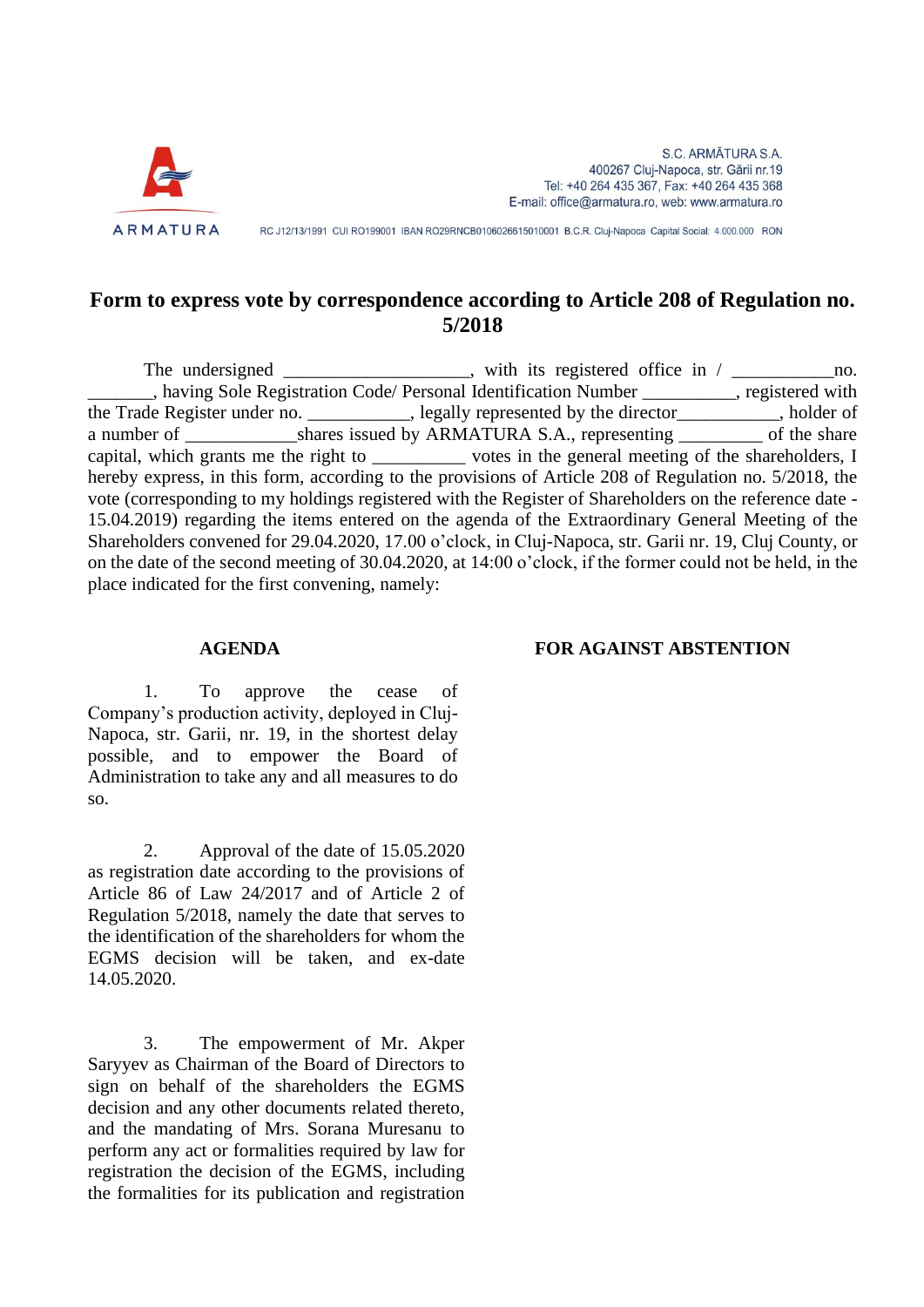S.C. ARMĂTURA S.A.
400267 Cluj-Napoca, str. Gării nr.19
Tel: +40 264 435 367, Fax: +40 264 435 368
E-mail: office@armatura.ro, web: www.armatura.ro

ARMATURA

RC J12/13/1991 CUI RO199001 IBAN RO29RNCB0106026615010001 B.C.R. Cluj-Napoca Capital Social: 4.000.000 RON

# Form to express vote by correspondence according to Article 208 of Regulation no. 5/2018

The undersigned ___________________, with its registered office in / __________no. _______, having Sole Registration Code/ Personal Identification Number __________, registered with the Trade Register under no. ___________, legally represented by the director___________, holder of a number of ____________shares issued by ARMATURA S.A., representing _________ of the share capital, which grants me the right to __________ votes in the general meeting of the shareholders, I hereby express, in this form, according to the provisions of Article 208 of Regulation no. 5/2018, the vote (corresponding to my holdings registered with the Register of Shareholders on the reference date - 15.04.2019) regarding the items entered on the agenda of the Extraordinary General Meeting of the Shareholders convened for 29.04.2020, 17.00 o'clock, in Cluj-Napoca, str. Garii nr. 19, Cluj County, or on the date of the second meeting of 30.04.2020, at 14:00 o'clock, if the former could not be held, in the place indicated for the first convening, namely:

| AGENDA | FOR | AGAINST | ABSTENTION |
| --- | --- | --- | --- |
| 1. To approve the cease of Company's production activity, deployed in Cluj-Napoca, str. Garii, nr. 19, in the shortest delay possible, and to empower the Board of Administration to take any and all measures to do so. | | | |
| 2. Approval of the date of 15.05.2020 as registration date according to the provisions of Article 86 of Law 24/2017 and of Article 2 of Regulation 5/2018, namely the date that serves to the identification of the shareholders for whom the EGMS decision will be taken, and ex-date 14.05.2020. | | | |
| 3. The empowerment of Mr. Akper Saryyev as Chairman of the Board of Directors to sign on behalf of the shareholders the EGMS decision and any other documents related thereto, and the mandating of Mrs. Sorana Muresanu to perform any act or formalities required by law for registration the decision of the EGMS, including the formalities for its publication and registration | | | |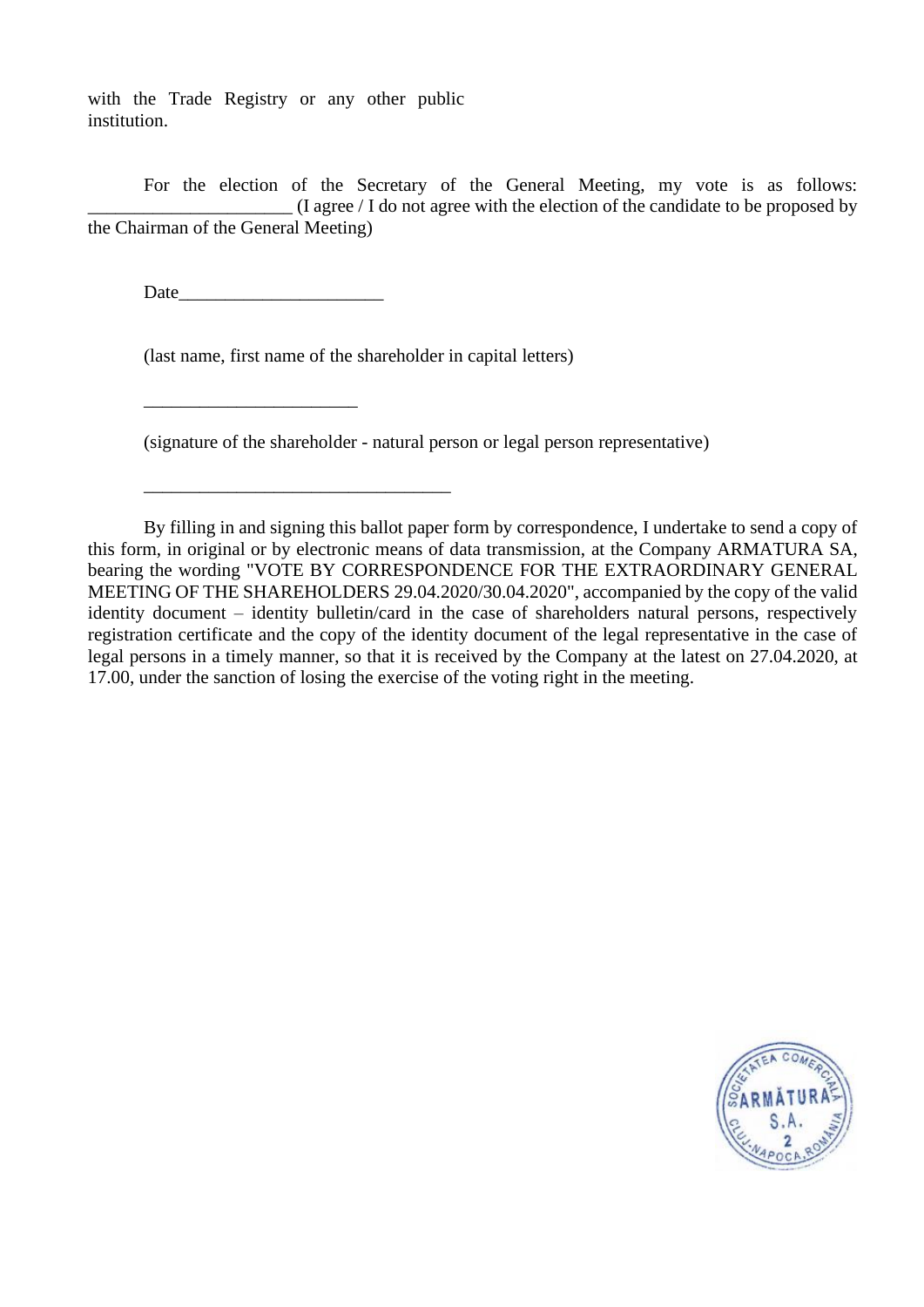with the Trade Registry or any other public institution.

For the election of the Secretary of the General Meeting, my vote is as follows: ______________________ (I agree / I do not agree with the election of the candidate to be proposed by the Chairman of the General Meeting)

Date______________________

(last name, first name of the shareholder in capital letters)

_______________________

(signature of the shareholder - natural person or legal person representative)

_________________________________

By filling in and signing this ballot paper form by correspondence, I undertake to send a copy of this form, in original or by electronic means of data transmission, at the Company ARMATURA SA, bearing the wording "VOTE BY CORRESPONDENCE FOR THE EXTRAORDINARY GENERAL MEETING OF THE SHAREHOLDERS 29.04.2020/30.04.2020", accompanied by the copy of the valid identity document – identity bulletin/card in the case of shareholders natural persons, respectively registration certificate and the copy of the identity document of the legal representative in the case of legal persons in a timely manner, so that it is received by the Company at the latest on 27.04.2020, at 17.00, under the sanction of losing the exercise of the voting right in the meeting.